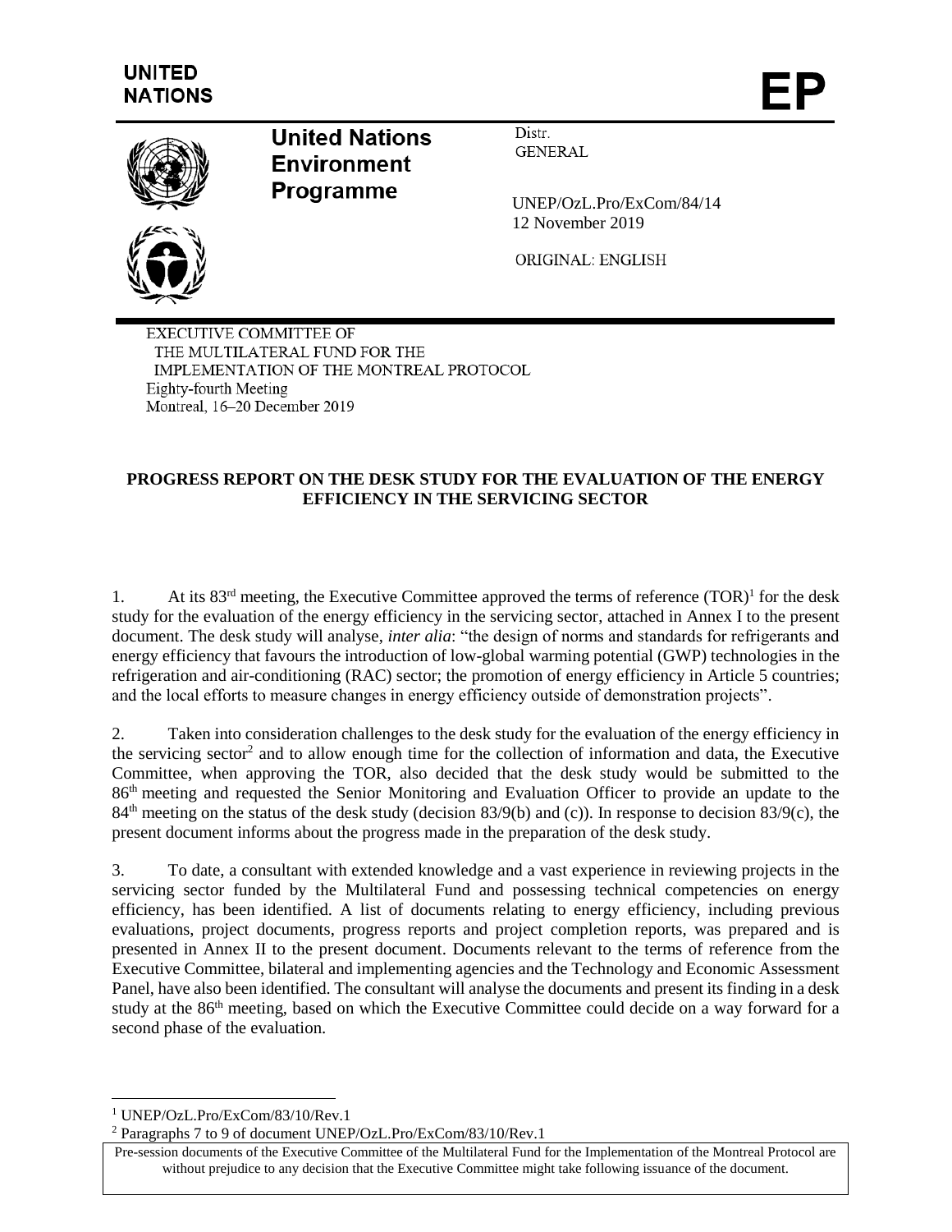UNITED NATIONS

EP

**United Nations Environment Programme**

Distr.
GENERAL

UNEP/OzL.Pro/ExCom/84/14
12 November 2019

ORIGINAL: ENGLISH

EXECUTIVE COMMITTEE OF
THE MULTILATERAL FUND FOR THE
IMPLEMENTATION OF THE MONTREAL PROTOCOL
Eighty-fourth Meeting
Montreal, 16–20 December 2019

**PROGRESS REPORT ON THE DESK STUDY FOR THE EVALUATION OF THE ENERGY EFFICIENCY IN THE SERVICING SECTOR**

1. At its 83rd meeting, the Executive Committee approved the terms of reference (TOR)[1] for the desk study for the evaluation of the energy efficiency in the servicing sector, attached in Annex I to the present document. The desk study will analyse, *inter alia*: "the design of norms and standards for refrigerants and energy efficiency that favours the introduction of low-global warming potential (GWP) technologies in the refrigeration and air-conditioning (RAC) sector; the promotion of energy efficiency in Article 5 countries; and the local efforts to measure changes in energy efficiency outside of demonstration projects".

2. Taken into consideration challenges to the desk study for the evaluation of the energy efficiency in the servicing sector[2] and to allow enough time for the collection of information and data, the Executive Committee, when approving the TOR, also decided that the desk study would be submitted to the 86th meeting and requested the Senior Monitoring and Evaluation Officer to provide an update to the 84th meeting on the status of the desk study (decision 83/9(b) and (c)). In response to decision 83/9(c), the present document informs about the progress made in the preparation of the desk study.

3. To date, a consultant with extended knowledge and a vast experience in reviewing projects in the servicing sector funded by the Multilateral Fund and possessing technical competencies on energy efficiency, has been identified. A list of documents relating to energy efficiency, including previous evaluations, project documents, progress reports and project completion reports, was prepared and is presented in Annex II to the present document. Documents relevant to the terms of reference from the Executive Committee, bilateral and implementing agencies and the Technology and Economic Assessment Panel, have also been identified. The consultant will analyse the documents and present its finding in a desk study at the 86th meeting, based on which the Executive Committee could decide on a way forward for a second phase of the evaluation.

[1] UNEP/OzL.Pro/ExCom/83/10/Rev.1

[2] Paragraphs 7 to 9 of document UNEP/OzL.Pro/ExCom/83/10/Rev.1

Pre-session documents of the Executive Committee of the Multilateral Fund for the Implementation of the Montreal Protocol are without prejudice to any decision that the Executive Committee might take following issuance of the document.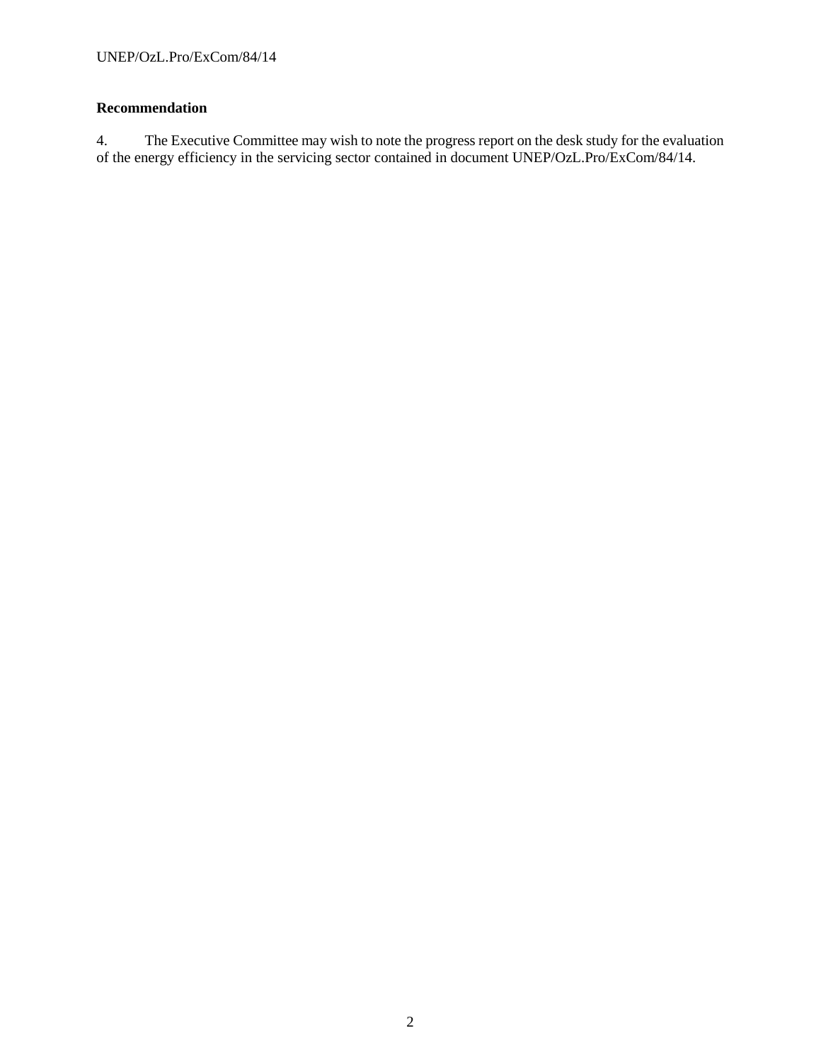**Recommendation**

4. The Executive Committee may wish to note the progress report on the desk study for the evaluation of the energy efficiency in the servicing sector contained in document UNEP/OzL.Pro/ExCom/84/14.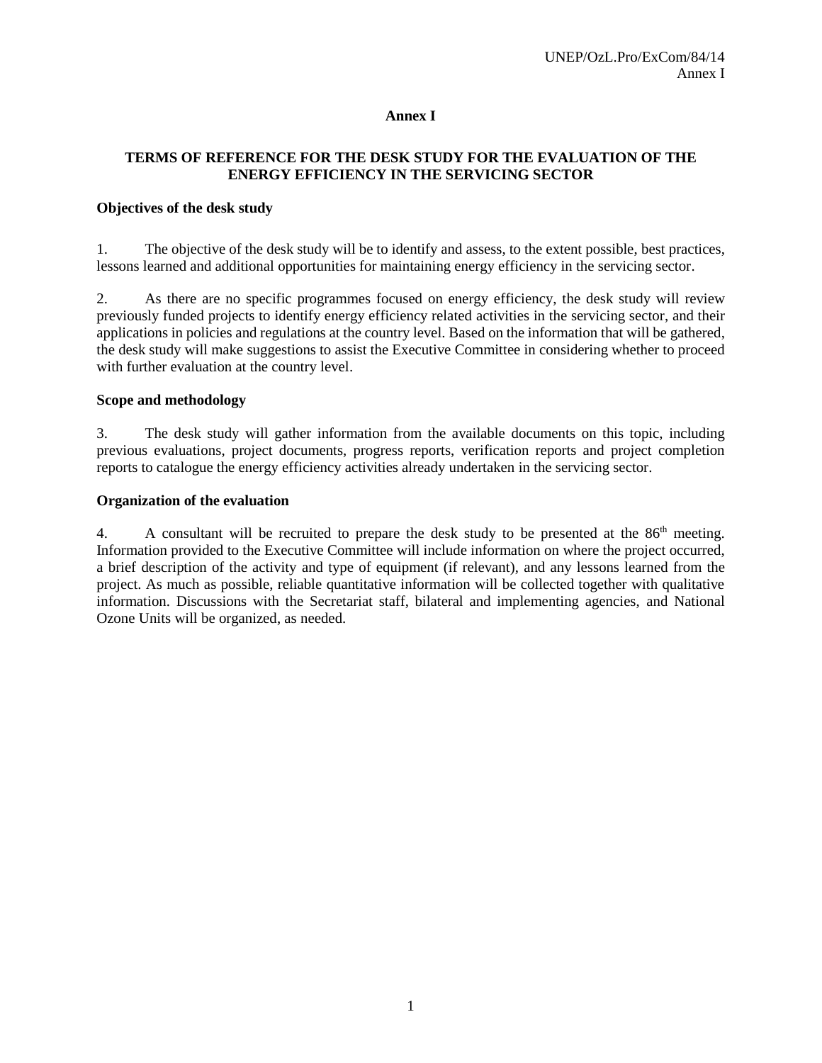# Annex I

## TERMS OF REFERENCE FOR THE DESK STUDY FOR THE EVALUATION OF THE ENERGY EFFICIENCY IN THE SERVICING SECTOR

**Objectives of the desk study**

1. The objective of the desk study will be to identify and assess, to the extent possible, best practices, lessons learned and additional opportunities for maintaining energy efficiency in the servicing sector.

2. As there are no specific programmes focused on energy efficiency, the desk study will review previously funded projects to identify energy efficiency related activities in the servicing sector, and their applications in policies and regulations at the country level. Based on the information that will be gathered, the desk study will make suggestions to assist the Executive Committee in considering whether to proceed with further evaluation at the country level.

**Scope and methodology**

3. The desk study will gather information from the available documents on this topic, including previous evaluations, project documents, progress reports, verification reports and project completion reports to catalogue the energy efficiency activities already undertaken in the servicing sector.

**Organization of the evaluation**

4. A consultant will be recruited to prepare the desk study to be presented at the 86th meeting. Information provided to the Executive Committee will include information on where the project occurred, a brief description of the activity and type of equipment (if relevant), and any lessons learned from the project. As much as possible, reliable quantitative information will be collected together with qualitative information. Discussions with the Secretariat staff, bilateral and implementing agencies, and National Ozone Units will be organized, as needed.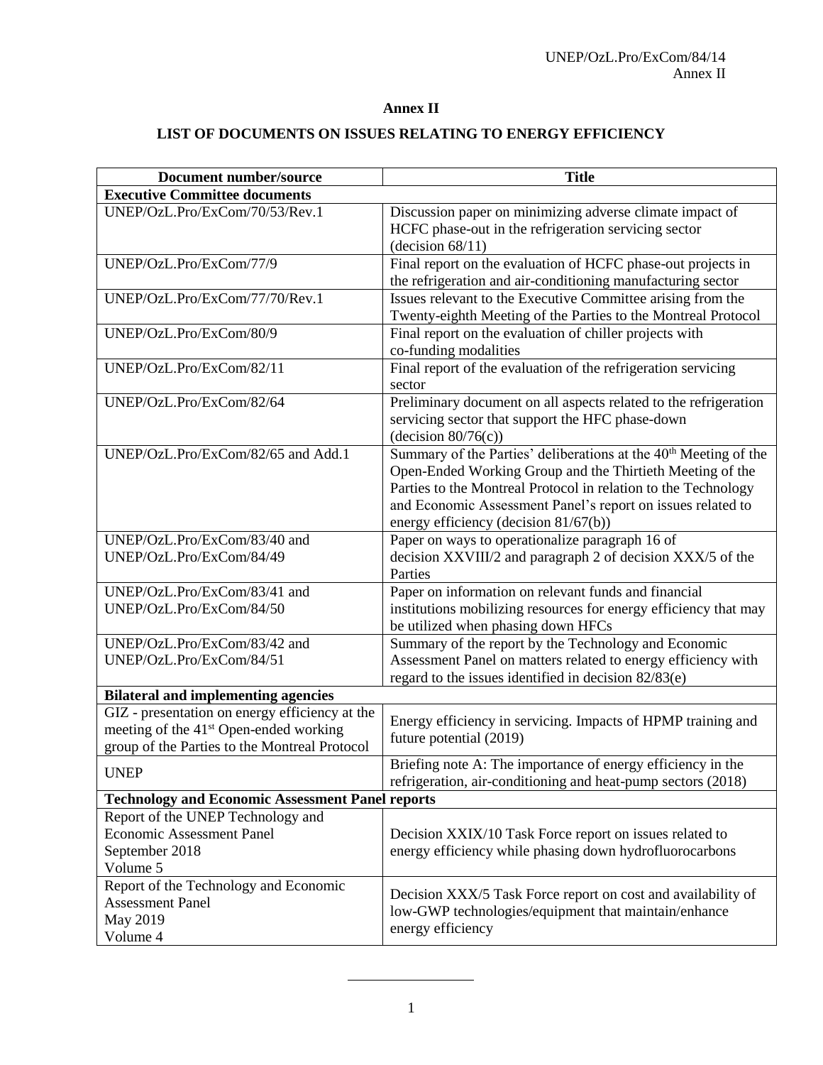# Annex II

## LIST OF DOCUMENTS ON ISSUES RELATING TO ENERGY EFFICIENCY

| Document number/source | Title |
| --- | --- |
| **Executive Committee documents** | |
| UNEP/OzL.Pro/ExCom/70/53/Rev.1 | Discussion paper on minimizing adverse climate impact of HCFC phase-out in the refrigeration servicing sector (decision 68/11) |
| UNEP/OzL.Pro/ExCom/77/9 | Final report on the evaluation of HCFC phase-out projects in the refrigeration and air-conditioning manufacturing sector |
| UNEP/OzL.Pro/ExCom/77/70/Rev.1 | Issues relevant to the Executive Committee arising from the Twenty-eighth Meeting of the Parties to the Montreal Protocol |
| UNEP/OzL.Pro/ExCom/80/9 | Final report on the evaluation of chiller projects with co-funding modalities |
| UNEP/OzL.Pro/ExCom/82/11 | Final report of the evaluation of the refrigeration servicing sector |
| UNEP/OzL.Pro/ExCom/82/64 | Preliminary document on all aspects related to the refrigeration servicing sector that support the HFC phase-down (decision 80/76(c)) |
| UNEP/OzL.Pro/ExCom/82/65 and Add.1 | Summary of the Parties' deliberations at the 40th Meeting of the Open-Ended Working Group and the Thirtieth Meeting of the Parties to the Montreal Protocol in relation to the Technology and Economic Assessment Panel's report on issues related to energy efficiency (decision 81/67(b)) |
| UNEP/OzL.Pro/ExCom/83/40 and UNEP/OzL.Pro/ExCom/84/49 | Paper on ways to operationalize paragraph 16 of decision XXVIII/2 and paragraph 2 of decision XXX/5 of the Parties |
| UNEP/OzL.Pro/ExCom/83/41 and UNEP/OzL.Pro/ExCom/84/50 | Paper on information on relevant funds and financial institutions mobilizing resources for energy efficiency that may be utilized when phasing down HFCs |
| UNEP/OzL.Pro/ExCom/83/42 and UNEP/OzL.Pro/ExCom/84/51 | Summary of the report by the Technology and Economic Assessment Panel on matters related to energy efficiency with regard to the issues identified in decision 82/83(e) |
| **Bilateral and implementing agencies** | |
| GIZ - presentation on energy efficiency at the meeting of the 41st Open-ended working group of the Parties to the Montreal Protocol | Energy efficiency in servicing. Impacts of HPMP training and future potential (2019) |
| UNEP | Briefing note A: The importance of energy efficiency in the refrigeration, air-conditioning and heat-pump sectors (2018) |
| **Technology and Economic Assessment Panel reports** | |
| Report of the UNEP Technology and Economic Assessment Panel September 2018 Volume 5 | Decision XXIX/10 Task Force report on issues related to energy efficiency while phasing down hydrofluorocarbons |
| Report of the Technology and Economic Assessment Panel May 2019 Volume 4 | Decision XXX/5 Task Force report on cost and availability of low-GWP technologies/equipment that maintain/enhance energy efficiency |